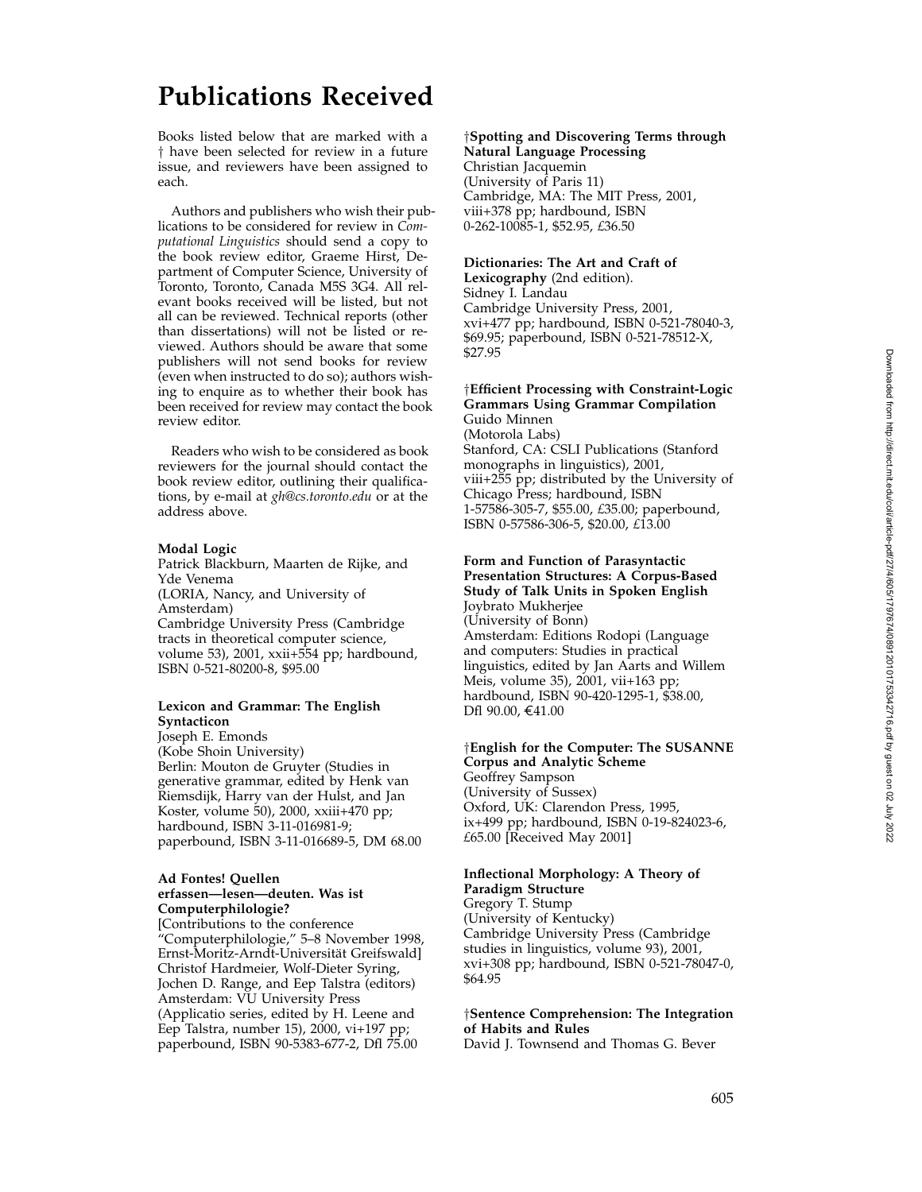# Publications Received

Books listed below that are marked with a † have been selected for review in a future issue, and reviewers have been assigned to each.

Authors and publishers who wish their publications to be considered for review in *Computational Linguistics* should send a copy to the book review editor, Graeme Hirst, Department of Computer Science, University of Toronto, Toronto, Canada M5S 3G4. All relevant books received will be listed, but not all can be reviewed. Technical reports (other than dissertations) will not be listed or reviewed. Authors should be aware that some publishers will not send books for review (even when instructed to do so); authors wishing to enquire as to whether their book has been received for review may contact the book review editor.

Readers who wish to be considered as book reviewers for the journal should contact the book review editor, outlining their qualifications, by e-mail at *gh@cs.toronto.edu* or at the address above.

**Modal Logic**
Patrick Blackburn, Maarten de Rijke, and Yde Venema
(LORIA, Nancy, and University of Amsterdam)
Cambridge University Press (Cambridge tracts in theoretical computer science, volume 53), 2001, xxii+554 pp; hardbound, ISBN 0-521-80200-8, $95.00

**Lexicon and Grammar: The English Syntacticon**
Joseph E. Emonds
(Kobe Shoin University)
Berlin: Mouton de Gruyter (Studies in generative grammar, edited by Henk van Riemsdijk, Harry van der Hulst, and Jan Koster, volume 50), 2000, xxiii+470 pp; hardbound, ISBN 3-11-016981-9; paperbound, ISBN 3-11-016689-5, DM 68.00

**Ad Fontes! Quellen erfassen—lesen—deuten. Was ist Computerphilologie?**
[Contributions to the conference "Computerphilologie," 5–8 November 1998, Ernst-Moritz-Arndt-Universität Greifswald]
Christof Hardmeier, Wolf-Dieter Syring, Jochen D. Range, and Eep Talstra (editors)
Amsterdam: VU University Press (Applicatio series, edited by H. Leene and Eep Talstra, number 15), 2000, vi+197 pp; paperbound, ISBN 90-5383-677-2, Dfl 75.00

†**Spotting and Discovering Terms through Natural Language Processing**
Christian Jacquemin
(University of Paris 11)
Cambridge, MA: The MIT Press, 2001, viii+378 pp; hardbound, ISBN 0-262-10085-1, $52.95, £36.50

**Dictionaries: The Art and Craft of Lexicography** (2nd edition).
Sidney I. Landau
Cambridge University Press, 2001, xvi+477 pp; hardbound, ISBN 0-521-78040-3, $69.95; paperbound, ISBN 0-521-78512-X, $27.95

†**Efficient Processing with Constraint-Logic Grammars Using Grammar Compilation**
Guido Minnen
(Motorola Labs)
Stanford, CA: CSLI Publications (Stanford monographs in linguistics), 2001, viii+255 pp; distributed by the University of Chicago Press; hardbound, ISBN 1-57586-305-7, $55.00, £35.00; paperbound, ISBN 0-57586-306-5, $20.00, £13.00

**Form and Function of Parasyntactic Presentation Structures: A Corpus-Based Study of Talk Units in Spoken English**
Joybrato Mukherjee
(University of Bonn)
Amsterdam: Editions Rodopi (Language and computers: Studies in practical linguistics, edited by Jan Aarts and Willem Meis, volume 35), 2001, vii+163 pp; hardbound, ISBN 90-420-1295-1, $38.00, Dfl 90.00, €41.00

†**English for the Computer: The SUSANNE Corpus and Analytic Scheme**
Geoffrey Sampson
(University of Sussex)
Oxford, UK: Clarendon Press, 1995, ix+499 pp; hardbound, ISBN 0-19-824023-6, £65.00 [Received May 2001]

**Inflectional Morphology: A Theory of Paradigm Structure**
Gregory T. Stump
(University of Kentucky)
Cambridge University Press (Cambridge studies in linguistics, volume 93), 2001, xvi+308 pp; hardbound, ISBN 0-521-78047-0, $64.95

†**Sentence Comprehension: The Integration of Habits and Rules**
David J. Townsend and Thomas G. Bever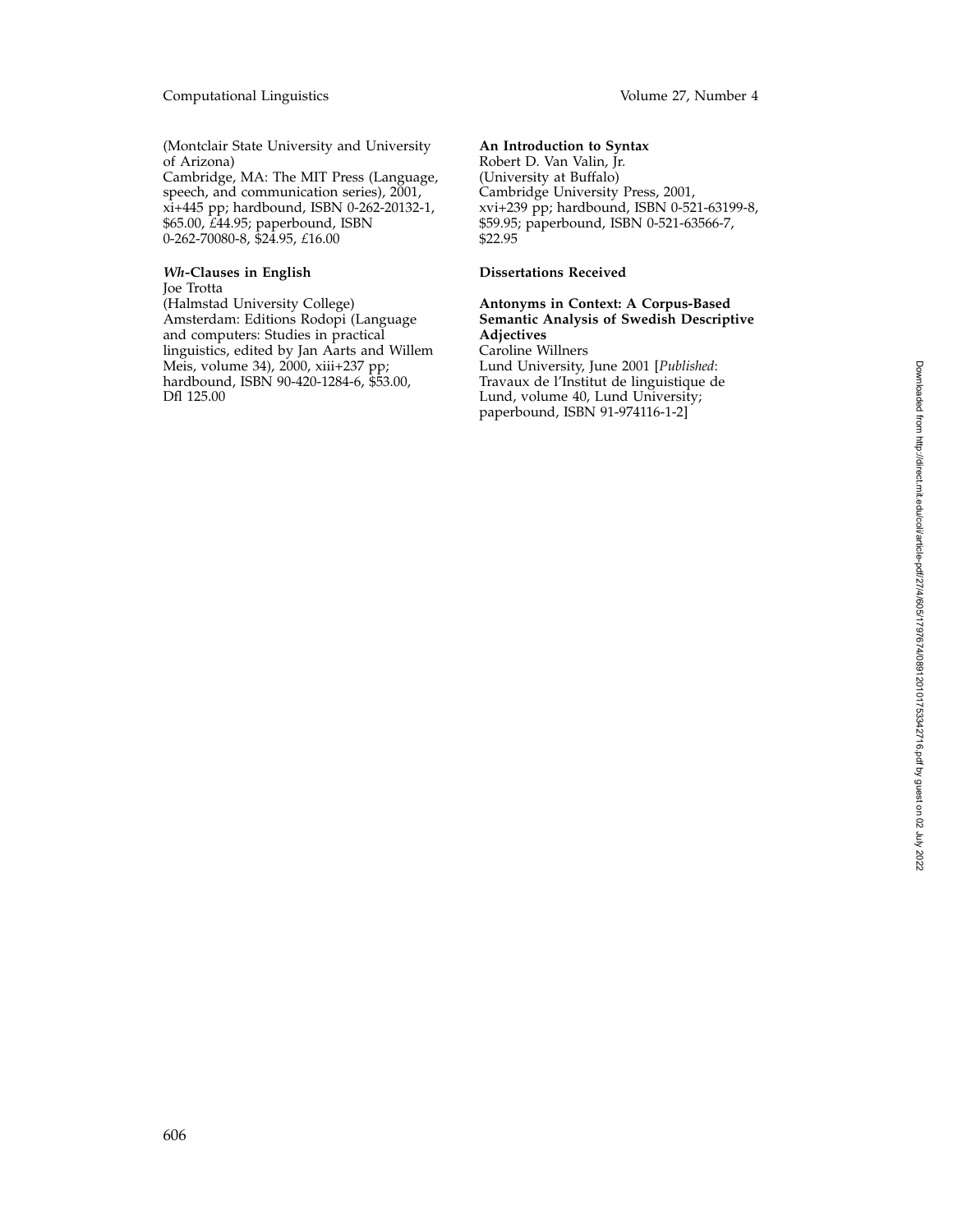(Montclair State University and University of Arizona)
Cambridge, MA: The MIT Press (Language, speech, and communication series), 2001, xi+445 pp; hardbound, ISBN 0-262-20132-1, $65.00, £44.95; paperbound, ISBN 0-262-70080-8, $24.95, £16.00

**_Wh_-Clauses in English**
Joe Trotta
(Halmstad University College)
Amsterdam: Editions Rodopi (Language and computers: Studies in practical linguistics, edited by Jan Aarts and Willem Meis, volume 34), 2000, xiii+237 pp; hardbound, ISBN 90-420-1284-6, $53.00, Dfl 125.00

**An Introduction to Syntax**
Robert D. Van Valin, Jr.
(University at Buffalo)
Cambridge University Press, 2001, xvi+239 pp; hardbound, ISBN 0-521-63199-8, $59.95; paperbound, ISBN 0-521-63566-7, $22.95

**Dissertations Received**

**Antonyms in Context: A Corpus-Based Semantic Analysis of Swedish Descriptive Adjectives**
Caroline Willners
Lund University, June 2001 [*Published*: Travaux de l'Institut de linguistique de Lund, volume 40, Lund University; paperbound, ISBN 91-974116-1-2]